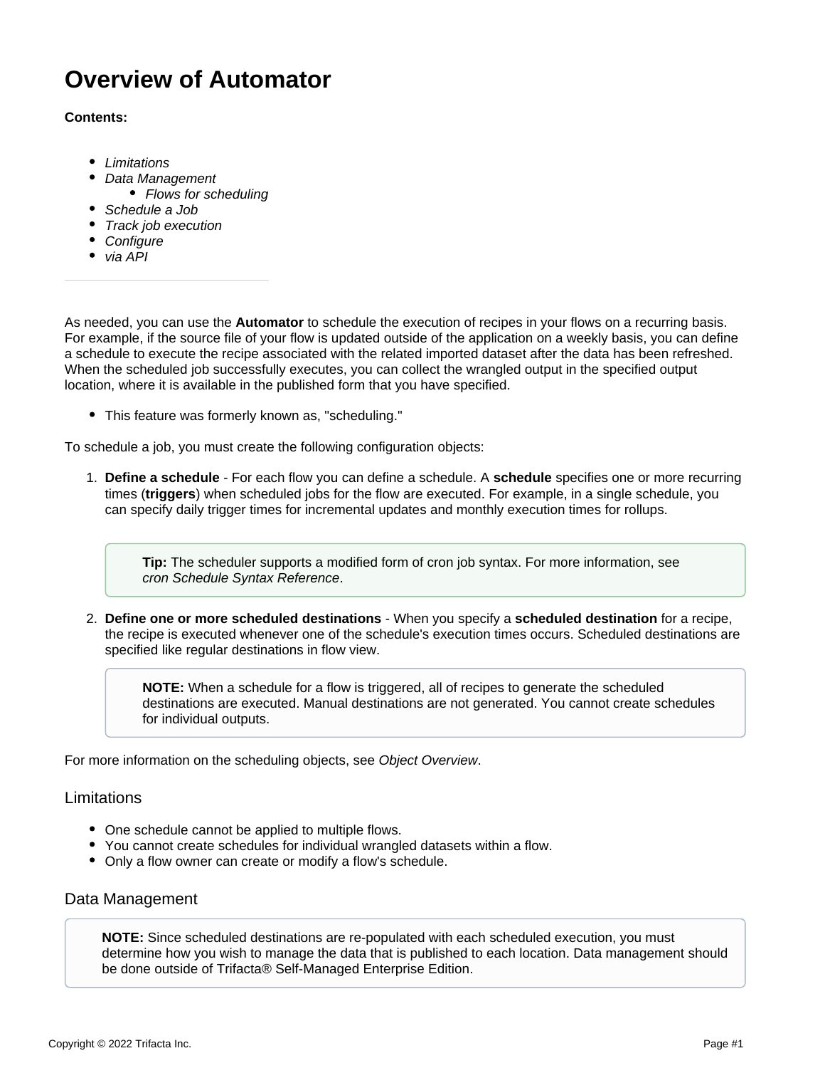# Overview of Automator

**Contents:**

- *Limitations*
- *Data Management*
  - *Flows for scheduling*
- *Schedule a Job*
- *Track job execution*
- *Configure*
- *via API*

---

As needed, you can use the **Automator** to schedule the execution of recipes in your flows on a recurring basis. For example, if the source file of your flow is updated outside of the application on a weekly basis, you can define a schedule to execute the recipe associated with the related imported dataset after the data has been refreshed. When the scheduled job successfully executes, you can collect the wrangled output in the specified output location, where it is available in the published form that you have specified.

- This feature was formerly known as, "scheduling."

To schedule a job, you must create the following configuration objects:

1. **Define a schedule** - For each flow you can define a schedule. A **schedule** specifies one or more recurring times (**triggers**) when scheduled jobs for the flow are executed. For example, in a single schedule, you can specify daily trigger times for incremental updates and monthly execution times for rollups.

   > **Tip:** The scheduler supports a modified form of cron job syntax. For more information, see *cron Schedule Syntax Reference*.

2. **Define one or more scheduled destinations** - When you specify a **scheduled destination** for a recipe, the recipe is executed whenever one of the schedule's execution times occurs. Scheduled destinations are specified like regular destinations in flow view.

   > **NOTE:** When a schedule for a flow is triggered, all of recipes to generate the scheduled destinations are executed. Manual destinations are not generated. You cannot create schedules for individual outputs.

For more information on the scheduling objects, see *Object Overview*.

## Limitations

- One schedule cannot be applied to multiple flows.
- You cannot create schedules for individual wrangled datasets within a flow.
- Only a flow owner can create or modify a flow's schedule.

## Data Management

> **NOTE:** Since scheduled destinations are re-populated with each scheduled execution, you must determine how you wish to manage the data that is published to each location. Data management should be done outside of Trifacta® Self-Managed Enterprise Edition.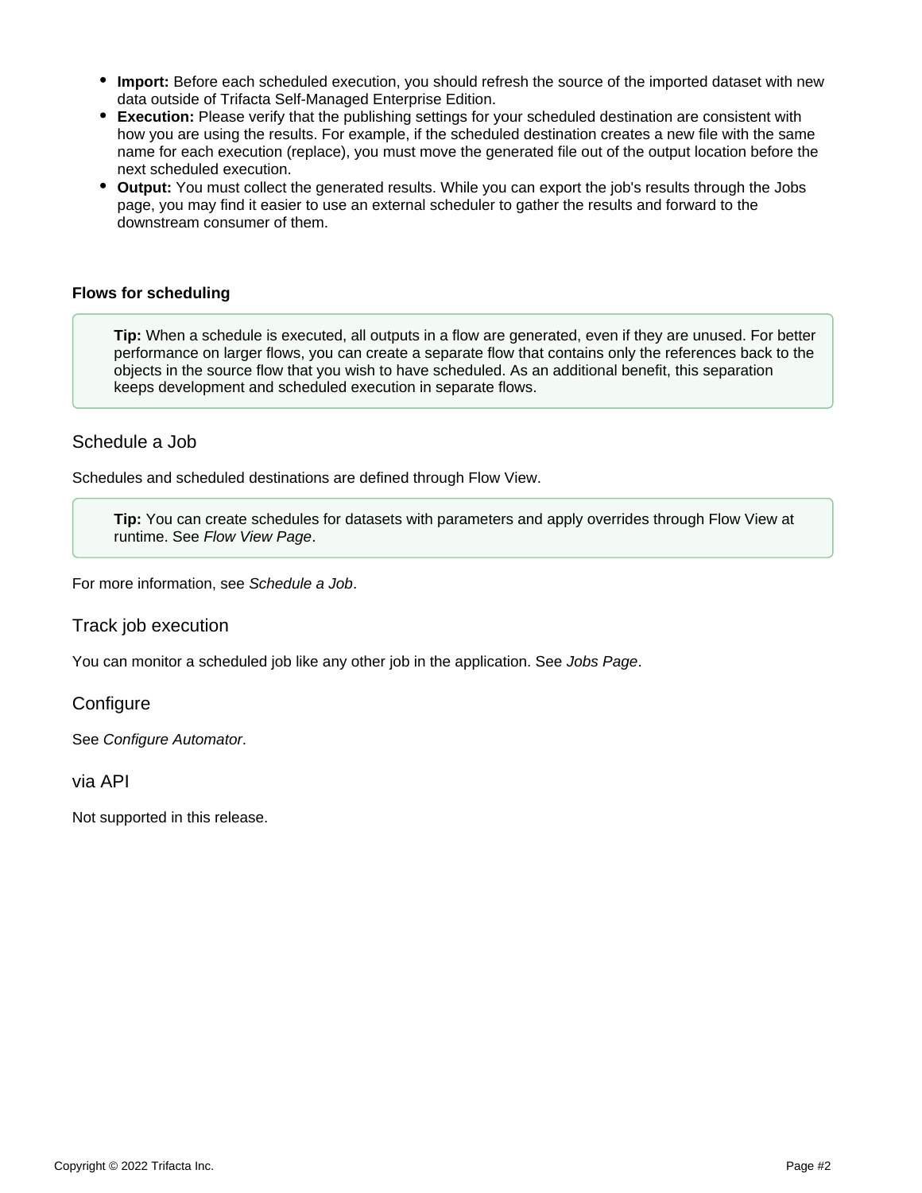- **Import:** Before each scheduled execution, you should refresh the source of the imported dataset with new data outside of Trifacta Self-Managed Enterprise Edition.
- **Execution:** Please verify that the publishing settings for your scheduled destination are consistent with how you are using the results. For example, if the scheduled destination creates a new file with the same name for each execution (replace), you must move the generated file out of the output location before the next scheduled execution.
- **Output:** You must collect the generated results. While you can export the job's results through the Jobs page, you may find it easier to use an external scheduler to gather the results and forward to the downstream consumer of them.

#### Flows for scheduling

> **Tip:** When a schedule is executed, all outputs in a flow are generated, even if they are unused. For better performance on larger flows, you can create a separate flow that contains only the references back to the objects in the source flow that you wish to have scheduled. As an additional benefit, this separation keeps development and scheduled execution in separate flows.

### Schedule a Job

Schedules and scheduled destinations are defined through Flow View.

> **Tip:** You can create schedules for datasets with parameters and apply overrides through Flow View at runtime. See *Flow View Page*.

For more information, see *Schedule a Job*.

### Track job execution

You can monitor a scheduled job like any other job in the application. See *Jobs Page*.

### Configure

See *Configure Automator*.

### via API

Not supported in this release.